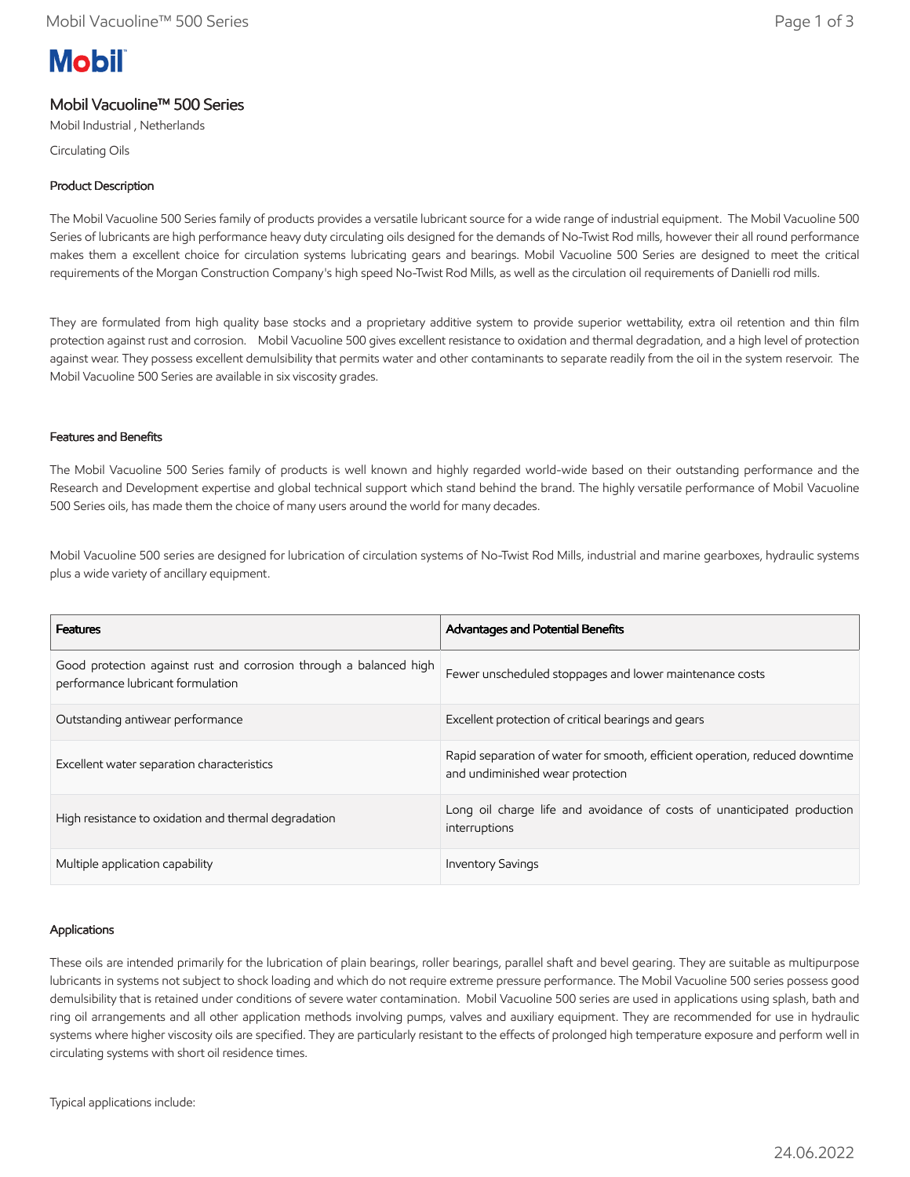# Mobil Vacuoline™ 500 Series

Mobil Industrial , Netherlands

Circulating Oils

## Product Description

The Mobil Vacuoline 500 Series family of products provides a versatile lubricant source for a wide range of industrial equipment. The Mobil Vacuoline 500 Series of lubricants are high performance heavy duty circulating oils designed for the demands of No-Twist Rod mills, however their all round performance makes them a excellent choice for circulation systems lubricating gears and bearings. Mobil Vacuoline 500 Series are designed to meet the critical requirements of the Morgan Construction Company's high speed No-Twist Rod Mills, as well as the circulation oil requirements of Danielli rod mills.

They are formulated from high quality base stocks and a proprietary additive system to provide superior wettability, extra oil retention and thin film protection against rust and corrosion. Mobil Vacuoline 500 gives excellent resistance to oxidation and thermal degradation, and a high level of protection against wear. They possess excellent demulsibility that permits water and other contaminants to separate readily from the oil in the system reservoir. The Mobil Vacuoline 500 Series are available in six viscosity grades.

## Features and Benefits

The Mobil Vacuoline 500 Series family of products is well known and highly regarded world-wide based on their outstanding performance and the Research and Development expertise and global technical support which stand behind the brand. The highly versatile performance of Mobil Vacuoline 500 Series oils, has made them the choice of many users around the world for many decades.

Mobil Vacuoline 500 series are designed for lubrication of circulation systems of No-Twist Rod Mills, industrial and marine gearboxes, hydraulic systems plus a wide variety of ancillary equipment.

| Features | Advantages and Potential Benefits |
| --- | --- |
| Good protection against rust and corrosion through a balanced high performance lubricant formulation | Fewer unscheduled stoppages and lower maintenance costs |
| Outstanding antiwear performance | Excellent protection of critical bearings and gears |
| Excellent water separation characteristics | Rapid separation of water for smooth, efficient operation, reduced downtime and undiminished wear protection |
| High resistance to oxidation and thermal degradation | Long oil charge life and avoidance of costs of unanticipated production interruptions |
| Multiple application capability | Inventory Savings |

## Applications

These oils are intended primarily for the lubrication of plain bearings, roller bearings, parallel shaft and bevel gearing. They are suitable as multipurpose lubricants in systems not subject to shock loading and which do not require extreme pressure performance. The Mobil Vacuoline 500 series possess good demulsibility that is retained under conditions of severe water contamination. Mobil Vacuoline 500 series are used in applications using splash, bath and ring oil arrangements and all other application methods involving pumps, valves and auxiliary equipment. They are recommended for use in hydraulic systems where higher viscosity oils are specified. They are particularly resistant to the effects of prolonged high temperature exposure and perform well in circulating systems with short oil residence times.

Typical applications include: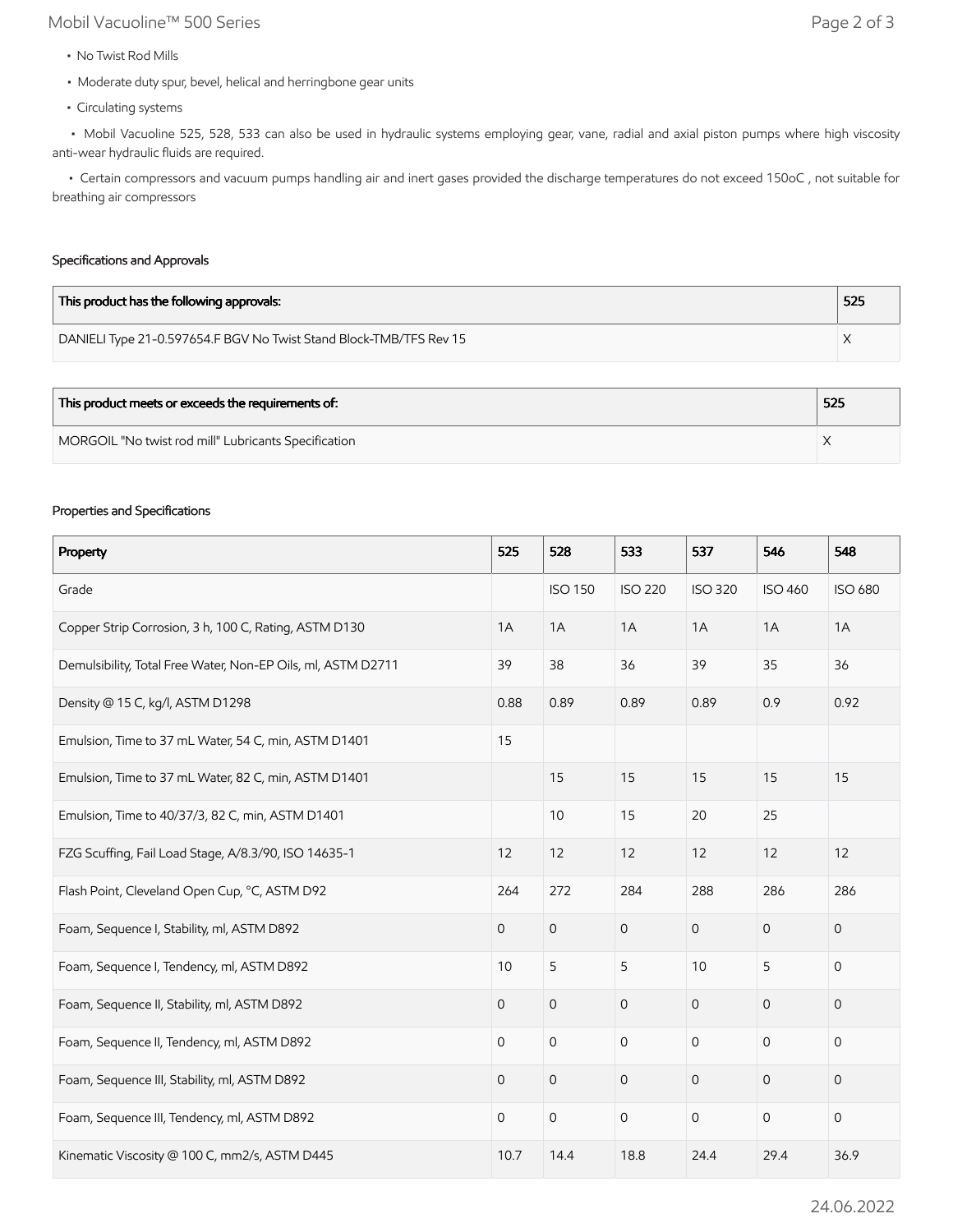- No Twist Rod Mills
- Moderate duty spur, bevel, helical and herringbone gear units
- Circulating systems
- Mobil Vacuoline 525, 528, 533 can also be used in hydraulic systems employing gear, vane, radial and axial piston pumps where high viscosity anti-wear hydraulic fluids are required.
- Certain compressors and vacuum pumps handling air and inert gases provided the discharge temperatures do not exceed 150oC , not suitable for breathing air compressors

### Specifications and Approvals

| This product has the following approvals: | 525 |
|---|---|
| DANIELI Type 21-0.597654.F BGV No Twist Stand Block-TMB/TFS Rev 15 | X |

| This product meets or exceeds the requirements of: | 525 |
|---|---|
| MORGOIL "No twist rod mill" Lubricants Specification | X |

### Properties and Specifications

| Property | 525 | 528 | 533 | 537 | 546 | 548 |
|---|---|---|---|---|---|---|
| Grade | | ISO 150 | ISO 220 | ISO 320 | ISO 460 | ISO 680 |
| Copper Strip Corrosion, 3 h, 100 C, Rating, ASTM D130 | 1A | 1A | 1A | 1A | 1A | 1A |
| Demulsibility, Total Free Water, Non-EP Oils, ml, ASTM D2711 | 39 | 38 | 36 | 39 | 35 | 36 |
| Density @ 15 C, kg/l, ASTM D1298 | 0.88 | 0.89 | 0.89 | 0.89 | 0.9 | 0.92 |
| Emulsion, Time to 37 mL Water, 54 C, min, ASTM D1401 | 15 | | | | | |
| Emulsion, Time to 37 mL Water, 82 C, min, ASTM D1401 | | 15 | 15 | 15 | 15 | 15 |
| Emulsion, Time to 40/37/3, 82 C, min, ASTM D1401 | | 10 | 15 | 20 | 25 | |
| FZG Scuffing, Fail Load Stage, A/8.3/90, ISO 14635-1 | 12 | 12 | 12 | 12 | 12 | 12 |
| Flash Point, Cleveland Open Cup, °C, ASTM D92 | 264 | 272 | 284 | 288 | 286 | 286 |
| Foam, Sequence I, Stability, ml, ASTM D892 | 0 | 0 | 0 | 0 | 0 | 0 |
| Foam, Sequence I, Tendency, ml, ASTM D892 | 10 | 5 | 5 | 10 | 5 | 0 |
| Foam, Sequence II, Stability, ml, ASTM D892 | 0 | 0 | 0 | 0 | 0 | 0 |
| Foam, Sequence II, Tendency, ml, ASTM D892 | 0 | 0 | 0 | 0 | 0 | 0 |
| Foam, Sequence III, Stability, ml, ASTM D892 | 0 | 0 | 0 | 0 | 0 | 0 |
| Foam, Sequence III, Tendency, ml, ASTM D892 | 0 | 0 | 0 | 0 | 0 | 0 |
| Kinematic Viscosity @ 100 C, mm2/s, ASTM D445 | 10.7 | 14.4 | 18.8 | 24.4 | 29.4 | 36.9 |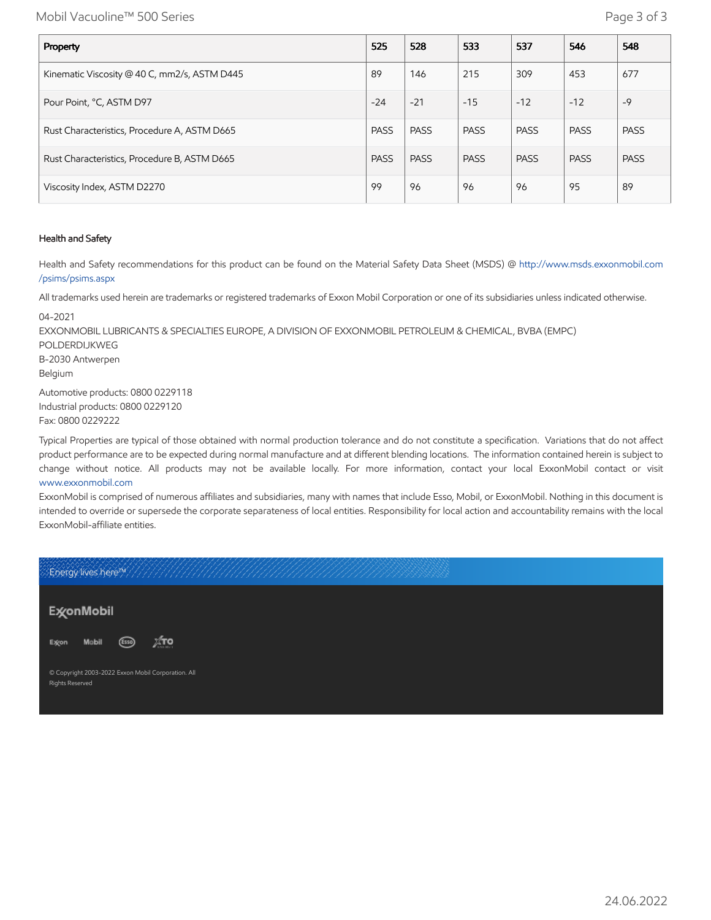| Property | 525 | 528 | 533 | 537 | 546 | 548 |
| --- | --- | --- | --- | --- | --- | --- |
| Kinematic Viscosity @ 40 C, mm2/s, ASTM D445 | 89 | 146 | 215 | 309 | 453 | 677 |
| Pour Point, °C, ASTM D97 | -24 | -21 | -15 | -12 | -12 | -9 |
| Rust Characteristics, Procedure A, ASTM D665 | PASS | PASS | PASS | PASS | PASS | PASS |
| Rust Characteristics, Procedure B, ASTM D665 | PASS | PASS | PASS | PASS | PASS | PASS |
| Viscosity Index, ASTM D2270 | 99 | 96 | 96 | 96 | 95 | 89 |

### Health and Safety

Health and Safety recommendations for this product can be found on the Material Safety Data Sheet (MSDS) @ http://www.msds.exxonmobil.com/psims/psims.aspx

All trademarks used herein are trademarks or registered trademarks of Exxon Mobil Corporation or one of its subsidiaries unless indicated otherwise.

04-2021
EXXONMOBIL LUBRICANTS & SPECIALTIES EUROPE, A DIVISION OF EXXONMOBIL PETROLEUM & CHEMICAL, BVBA (EMPC)
POLDERDIJKWEG
B-2030 Antwerpen
Belgium

Automotive products: 0800 0229118
Industrial products: 0800 0229120
Fax: 0800 0229222

Typical Properties are typical of those obtained with normal production tolerance and do not constitute a specification. Variations that do not affect product performance are to be expected during normal manufacture and at different blending locations. The information contained herein is subject to change without notice. All products may not be available locally. For more information, contact your local ExxonMobil contact or visit www.exxonmobil.com

ExxonMobil is comprised of numerous affiliates and subsidiaries, many with names that include Esso, Mobil, or ExxonMobil. Nothing in this document is intended to override or supersede the corporate separateness of local entities. Responsibility for local action and accountability remains with the local ExxonMobil-affiliate entities.

Energy lives here™

ExxonMobil

Exxon Mobil Esso XTO

© Copyright 2003-2022 Exxon Mobil Corporation. All Rights Reserved

24.06.2022